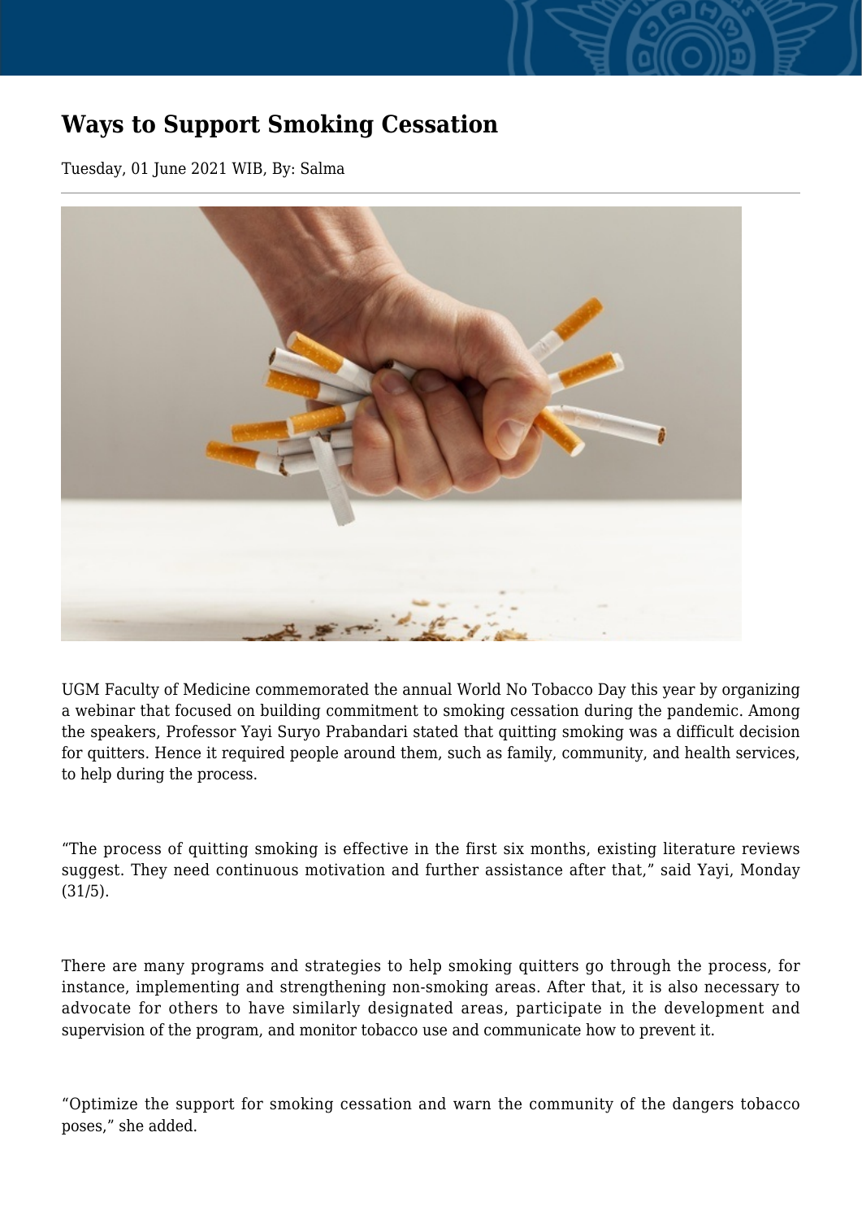# Ways to Support Smoking Cessation

Tuesday, 01 June 2021 WIB, By: Salma

UGM Faculty of Medicine commemorated the annual World No Tobacco Day this year by organizing a webinar that focused on building commitment to smoking cessation during the pandemic. Among the speakers, Professor Yayi Suryo Prabandari stated that quitting smoking was a difficult decision for quitters. Hence it required people around them, such as family, community, and health services, to help during the process.

"The process of quitting smoking is effective in the first six months, existing literature reviews suggest. They need continuous motivation and further assistance after that," said Yayi, Monday (31/5).

There are many programs and strategies to help smoking quitters go through the process, for instance, implementing and strengthening non-smoking areas. After that, it is also necessary to advocate for others to have similarly designated areas, participate in the development and supervision of the program, and monitor tobacco use and communicate how to prevent it.

"Optimize the support for smoking cessation and warn the community of the dangers tobacco poses," she added.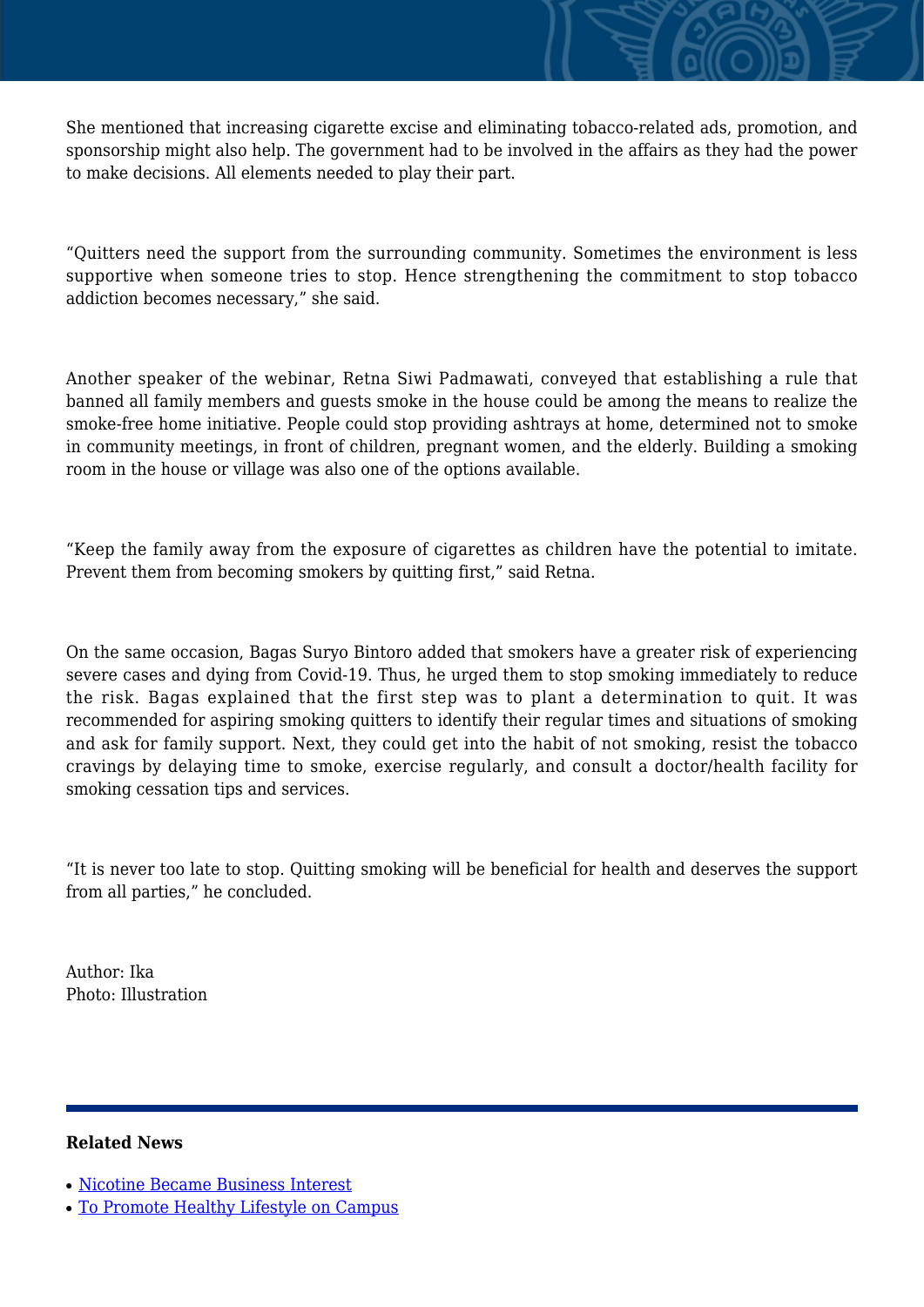She mentioned that increasing cigarette excise and eliminating tobacco-related ads, promotion, and sponsorship might also help. The government had to be involved in the affairs as they had the power to make decisions. All elements needed to play their part.

"Quitters need the support from the surrounding community. Sometimes the environment is less supportive when someone tries to stop. Hence strengthening the commitment to stop tobacco addiction becomes necessary," she said.

Another speaker of the webinar, Retna Siwi Padmawati, conveyed that establishing a rule that banned all family members and guests smoke in the house could be among the means to realize the smoke-free home initiative. People could stop providing ashtrays at home, determined not to smoke in community meetings, in front of children, pregnant women, and the elderly. Building a smoking room in the house or village was also one of the options available.

"Keep the family away from the exposure of cigarettes as children have the potential to imitate. Prevent them from becoming smokers by quitting first," said Retna.

On the same occasion, Bagas Suryo Bintoro added that smokers have a greater risk of experiencing severe cases and dying from Covid-19. Thus, he urged them to stop smoking immediately to reduce the risk. Bagas explained that the first step was to plant a determination to quit. It was recommended for aspiring smoking quitters to identify their regular times and situations of smoking and ask for family support. Next, they could get into the habit of not smoking, resist the tobacco cravings by delaying time to smoke, exercise regularly, and consult a doctor/health facility for smoking cessation tips and services.

"It is never too late to stop. Quitting smoking will be beneficial for health and deserves the support from all parties," he concluded.

Author: Ika
Photo: Illustration

---

**Related News**

- Nicotine Became Business Interest
- To Promote Healthy Lifestyle on Campus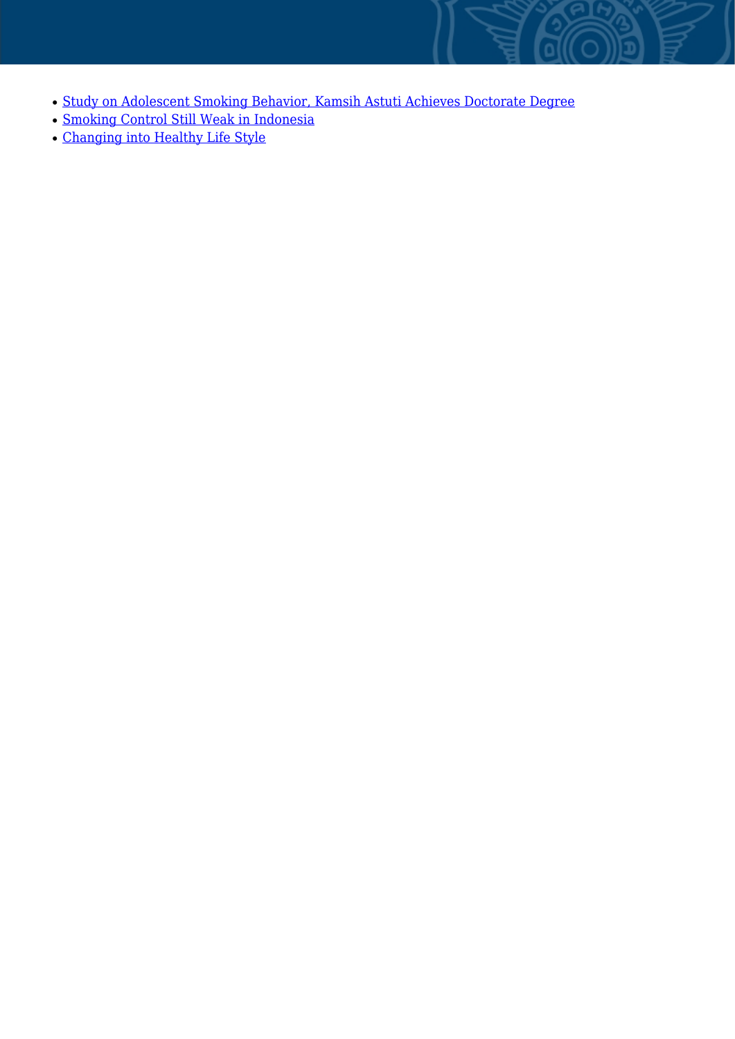- Study on Adolescent Smoking Behavior, Kamsih Astuti Achieves Doctorate Degree
- Smoking Control Still Weak in Indonesia
- Changing into Healthy Life Style